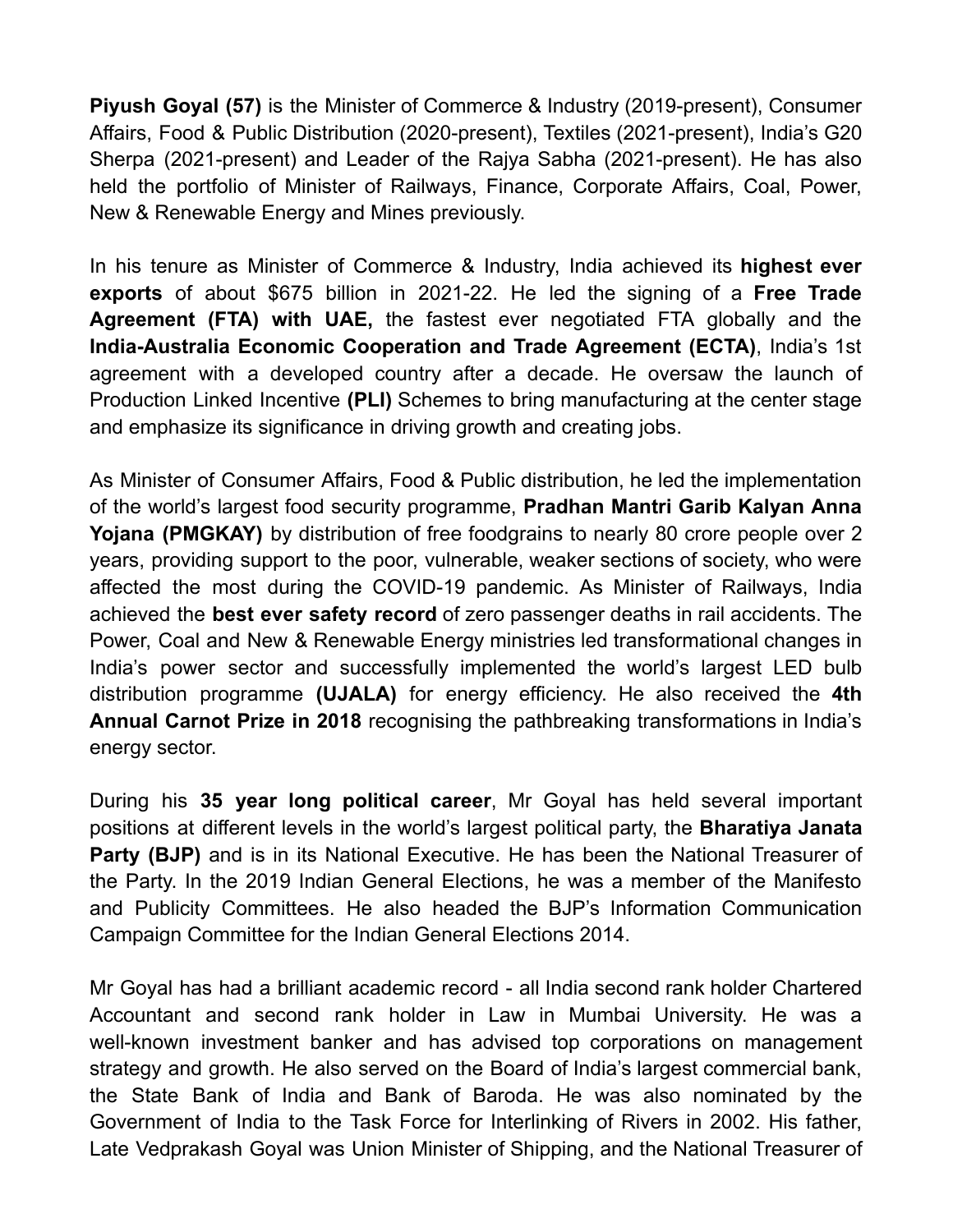**Piyush Goyal (57)** is the Minister of Commerce & Industry (2019-present), Consumer Affairs, Food & Public Distribution (2020-present), Textiles (2021-present), India's G20 Sherpa (2021-present) and Leader of the Rajya Sabha (2021-present). He has also held the portfolio of Minister of Railways, Finance, Corporate Affairs, Coal, Power, New & Renewable Energy and Mines previously.

In his tenure as Minister of Commerce & Industry, India achieved its **highest ever exports** of about $675 billion in 2021-22. He led the signing of a **Free Trade Agreement (FTA) with UAE,** the fastest ever negotiated FTA globally and the **India-Australia Economic Cooperation and Trade Agreement (ECTA)**, India's 1st agreement with a developed country after a decade. He oversaw the launch of Production Linked Incentive **(PLI)** Schemes to bring manufacturing at the center stage and emphasize its significance in driving growth and creating jobs.

As Minister of Consumer Affairs, Food & Public distribution, he led the implementation of the world's largest food security programme, **Pradhan Mantri Garib Kalyan Anna Yojana (PMGKAY)** by distribution of free foodgrains to nearly 80 crore people over 2 years, providing support to the poor, vulnerable, weaker sections of society, who were affected the most during the COVID-19 pandemic. As Minister of Railways, India achieved the **best ever safety record** of zero passenger deaths in rail accidents. The Power, Coal and New & Renewable Energy ministries led transformational changes in India's power sector and successfully implemented the world's largest LED bulb distribution programme **(UJALA)** for energy efficiency. He also received the **4th Annual Carnot Prize in 2018** recognising the pathbreaking transformations in India's energy sector.

During his **35 year long political career**, Mr Goyal has held several important positions at different levels in the world's largest political party, the **Bharatiya Janata Party (BJP)** and is in its National Executive. He has been the National Treasurer of the Party. In the 2019 Indian General Elections, he was a member of the Manifesto and Publicity Committees. He also headed the BJP's Information Communication Campaign Committee for the Indian General Elections 2014.

Mr Goyal has had a brilliant academic record - all India second rank holder Chartered Accountant and second rank holder in Law in Mumbai University. He was a well-known investment banker and has advised top corporations on management strategy and growth. He also served on the Board of India's largest commercial bank, the State Bank of India and Bank of Baroda. He was also nominated by the Government of India to the Task Force for Interlinking of Rivers in 2002. His father, Late Vedprakash Goyal was Union Minister of Shipping, and the National Treasurer of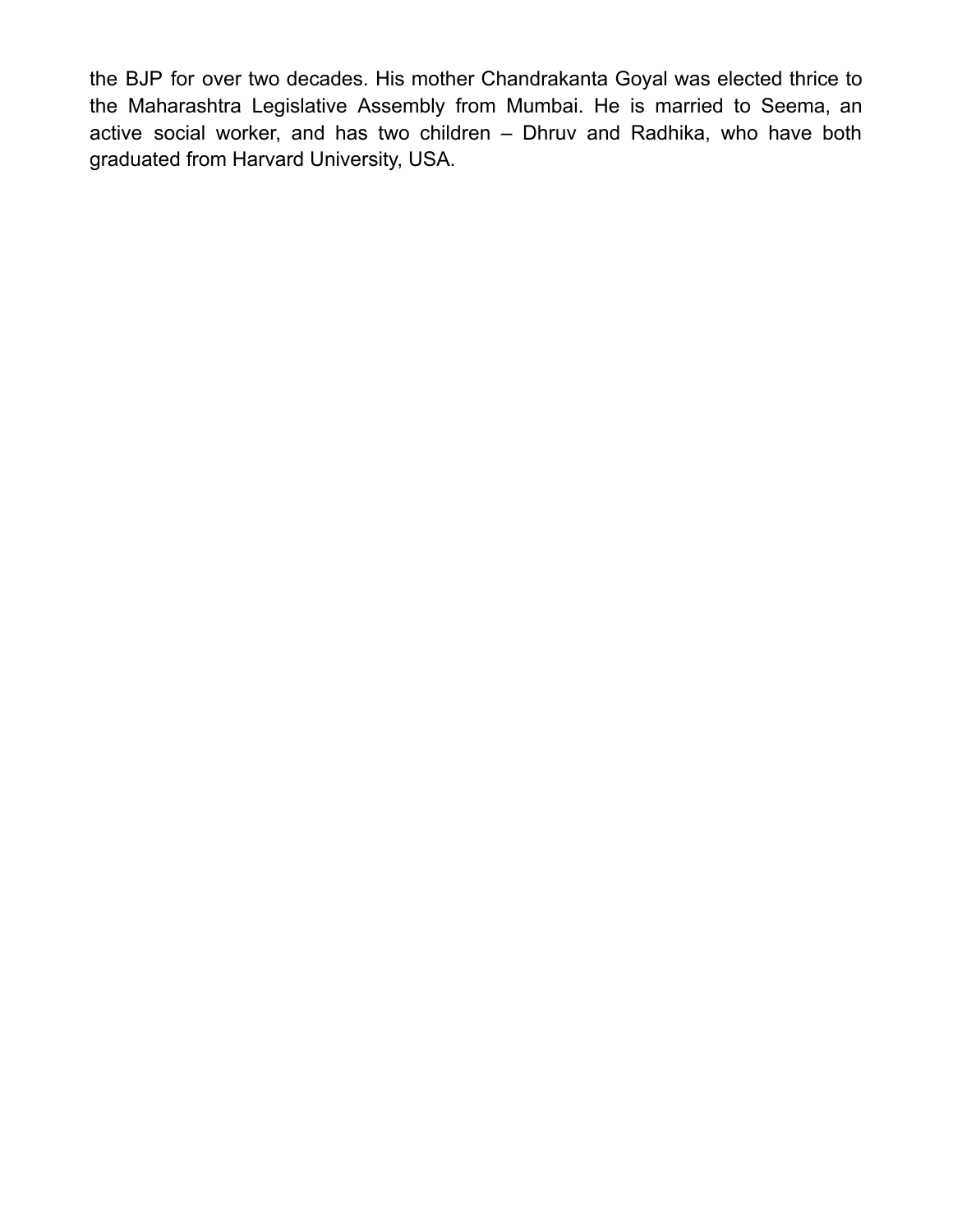the BJP for over two decades. His mother Chandrakanta Goyal was elected thrice to the Maharashtra Legislative Assembly from Mumbai. He is married to Seema, an active social worker, and has two children – Dhruv and Radhika, who have both graduated from Harvard University, USA.